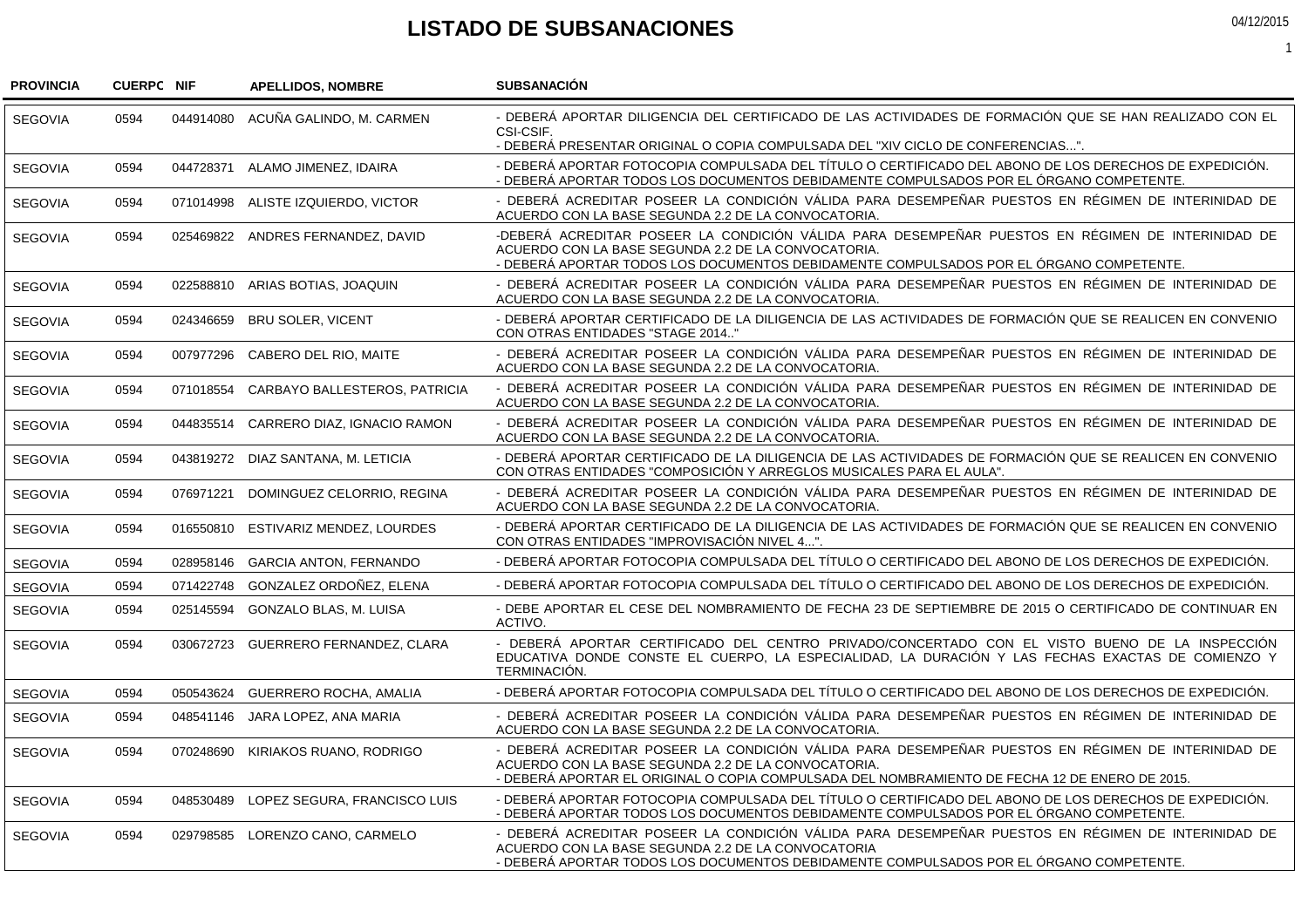# LISTADO DE SUBSANACIONES

04/12/2015

| PROVINCIA | CUERPO | NIF | APELLIDOS, NOMBRE | SUBSANACIÓN |
|---|---|---|---|---|
| SEGOVIA | 0594 | 044914080 | ACUÑA GALINDO, M. CARMEN | - DEBERÁ APORTAR DILIGENCIA DEL CERTIFICADO DE LAS ACTIVIDADES DE FORMACIÓN QUE SE HAN REALIZADO CON EL CSI-CSIF.<br>- DEBERÁ PRESENTAR ORIGINAL O COPIA COMPULSADA DEL "XIV CICLO DE CONFERENCIAS...". |
| SEGOVIA | 0594 | 044728371 | ALAMO JIMENEZ, IDAIRA | - DEBERÁ APORTAR FOTOCOPIA COMPULSADA DEL TÍTULO O CERTIFICADO DEL ABONO DE LOS DERECHOS DE EXPEDICIÓN.<br>- DEBERÁ APORTAR TODOS LOS DOCUMENTOS DEBIDAMENTE COMPULSADOS POR EL ÓRGANO COMPETENTE. |
| SEGOVIA | 0594 | 071014998 | ALISTE IZQUIERDO, VICTOR | - DEBERÁ ACREDITAR POSEER LA CONDICIÓN VÁLIDA PARA DESEMPEÑAR PUESTOS EN RÉGIMEN DE INTERINIDAD DE ACUERDO CON LA BASE SEGUNDA 2.2 DE LA CONVOCATORIA. |
| SEGOVIA | 0594 | 025469822 | ANDRES FERNANDEZ, DAVID | -DEBERÁ ACREDITAR POSEER LA CONDICIÓN VÁLIDA PARA DESEMPEÑAR PUESTOS EN RÉGIMEN DE INTERINIDAD DE ACUERDO CON LA BASE SEGUNDA 2.2 DE LA CONVOCATORIA.<br>- DEBERÁ APORTAR TODOS LOS DOCUMENTOS DEBIDAMENTE COMPULSADOS POR EL ÓRGANO COMPETENTE. |
| SEGOVIA | 0594 | 022588810 | ARIAS BOTIAS, JOAQUIN | - DEBERÁ ACREDITAR POSEER LA CONDICIÓN VÁLIDA PARA DESEMPEÑAR PUESTOS EN RÉGIMEN DE INTERINIDAD DE ACUERDO CON LA BASE SEGUNDA 2.2 DE LA CONVOCATORIA. |
| SEGOVIA | 0594 | 024346659 | BRU SOLER, VICENT | - DEBERÁ APORTAR CERTIFICADO DE LA DILIGENCIA DE LAS ACTIVIDADES DE FORMACIÓN QUE SE REALICEN EN CONVENIO CON OTRAS ENTIDADES "STAGE 2014.." |
| SEGOVIA | 0594 | 007977296 | CABERO DEL RIO, MAITE | - DEBERÁ ACREDITAR POSEER LA CONDICIÓN VÁLIDA PARA DESEMPEÑAR PUESTOS EN RÉGIMEN DE INTERINIDAD DE ACUERDO CON LA BASE SEGUNDA 2.2 DE LA CONVOCATORIA. |
| SEGOVIA | 0594 | 071018554 | CARBAYO BALLESTEROS, PATRICIA | - DEBERÁ ACREDITAR POSEER LA CONDICIÓN VÁLIDA PARA DESEMPEÑAR PUESTOS EN RÉGIMEN DE INTERINIDAD DE ACUERDO CON LA BASE SEGUNDA 2.2 DE LA CONVOCATORIA. |
| SEGOVIA | 0594 | 044835514 | CARRERO DIAZ, IGNACIO RAMON | - DEBERÁ ACREDITAR POSEER LA CONDICIÓN VÁLIDA PARA DESEMPEÑAR PUESTOS EN RÉGIMEN DE INTERINIDAD DE ACUERDO CON LA BASE SEGUNDA 2.2 DE LA CONVOCATORIA. |
| SEGOVIA | 0594 | 043819272 | DIAZ SANTANA, M. LETICIA | - DEBERÁ APORTAR CERTIFICADO DE LA DILIGENCIA DE LAS ACTIVIDADES DE FORMACIÓN QUE SE REALICEN EN CONVENIO CON OTRAS ENTIDADES "COMPOSICIÓN Y ARREGLOS MUSICALES PARA EL AULA". |
| SEGOVIA | 0594 | 076971221 | DOMINGUEZ CELORRIO, REGINA | - DEBERÁ ACREDITAR POSEER LA CONDICIÓN VÁLIDA PARA DESEMPEÑAR PUESTOS EN RÉGIMEN DE INTERINIDAD DE ACUERDO CON LA BASE SEGUNDA 2.2 DE LA CONVOCATORIA. |
| SEGOVIA | 0594 | 016550810 | ESTIVARIZ MENDEZ, LOURDES | - DEBERÁ APORTAR CERTIFICADO DE LA DILIGENCIA DE LAS ACTIVIDADES DE FORMACIÓN QUE SE REALICEN EN CONVENIO CON OTRAS ENTIDADES "IMPROVISACIÓN NIVEL 4...". |
| SEGOVIA | 0594 | 028958146 | GARCIA ANTON, FERNANDO | - DEBERÁ APORTAR FOTOCOPIA COMPULSADA DEL TÍTULO O CERTIFICADO DEL ABONO DE LOS DERECHOS DE EXPEDICIÓN. |
| SEGOVIA | 0594 | 071422748 | GONZALEZ ORDOÑEZ, ELENA | - DEBERÁ APORTAR FOTOCOPIA COMPULSADA DEL TÍTULO O CERTIFICADO DEL ABONO DE LOS DERECHOS DE EXPEDICIÓN. |
| SEGOVIA | 0594 | 025145594 | GONZALO BLAS, M. LUISA | - DEBE APORTAR EL CESE DEL NOMBRAMIENTO DE FECHA 23 DE SEPTIEMBRE DE 2015 O CERTIFICADO DE CONTINUAR EN ACTIVO. |
| SEGOVIA | 0594 | 030672723 | GUERRERO FERNANDEZ, CLARA | - DEBERÁ APORTAR CERTIFICADO DEL CENTRO PRIVADO/CONCERTADO CON EL VISTO BUENO DE LA INSPECCIÓN EDUCATIVA DONDE CONSTE EL CUERPO, LA ESPECIALIDAD, LA DURACIÓN Y LAS FECHAS EXACTAS DE COMIENZO Y TERMINACIÓN. |
| SEGOVIA | 0594 | 050543624 | GUERRERO ROCHA, AMALIA | - DEBERÁ APORTAR FOTOCOPIA COMPULSADA DEL TÍTULO O CERTIFICADO DEL ABONO DE LOS DERECHOS DE EXPEDICIÓN. |
| SEGOVIA | 0594 | 048541146 | JARA LOPEZ, ANA MARIA | - DEBERÁ ACREDITAR POSEER LA CONDICIÓN VÁLIDA PARA DESEMPEÑAR PUESTOS EN RÉGIMEN DE INTERINIDAD DE ACUERDO CON LA BASE SEGUNDA 2.2 DE LA CONVOCATORIA. |
| SEGOVIA | 0594 | 070248690 | KIRIAKOS RUANO, RODRIGO | - DEBERÁ ACREDITAR POSEER LA CONDICIÓN VÁLIDA PARA DESEMPEÑAR PUESTOS EN RÉGIMEN DE INTERINIDAD DE ACUERDO CON LA BASE SEGUNDA 2.2 DE LA CONVOCATORIA.<br>- DEBERÁ APORTAR EL ORIGINAL O COPIA COMPULSADA DEL NOMBRAMIENTO DE FECHA 12 DE ENERO DE 2015. |
| SEGOVIA | 0594 | 048530489 | LOPEZ SEGURA, FRANCISCO LUIS | - DEBERÁ APORTAR FOTOCOPIA COMPULSADA DEL TÍTULO O CERTIFICADO DEL ABONO DE LOS DERECHOS DE EXPEDICIÓN.<br>- DEBERÁ APORTAR TODOS LOS DOCUMENTOS DEBIDAMENTE COMPULSADOS POR EL ÓRGANO COMPETENTE. |
| SEGOVIA | 0594 | 029798585 | LORENZO CANO, CARMELO | - DEBERÁ ACREDITAR POSEER LA CONDICIÓN VÁLIDA PARA DESEMPEÑAR PUESTOS EN RÉGIMEN DE INTERINIDAD DE ACUERDO CON LA BASE SEGUNDA 2.2 DE LA CONVOCATORIA<br>- DEBERÁ APORTAR TODOS LOS DOCUMENTOS DEBIDAMENTE COMPULSADOS POR EL ÓRGANO COMPETENTE. |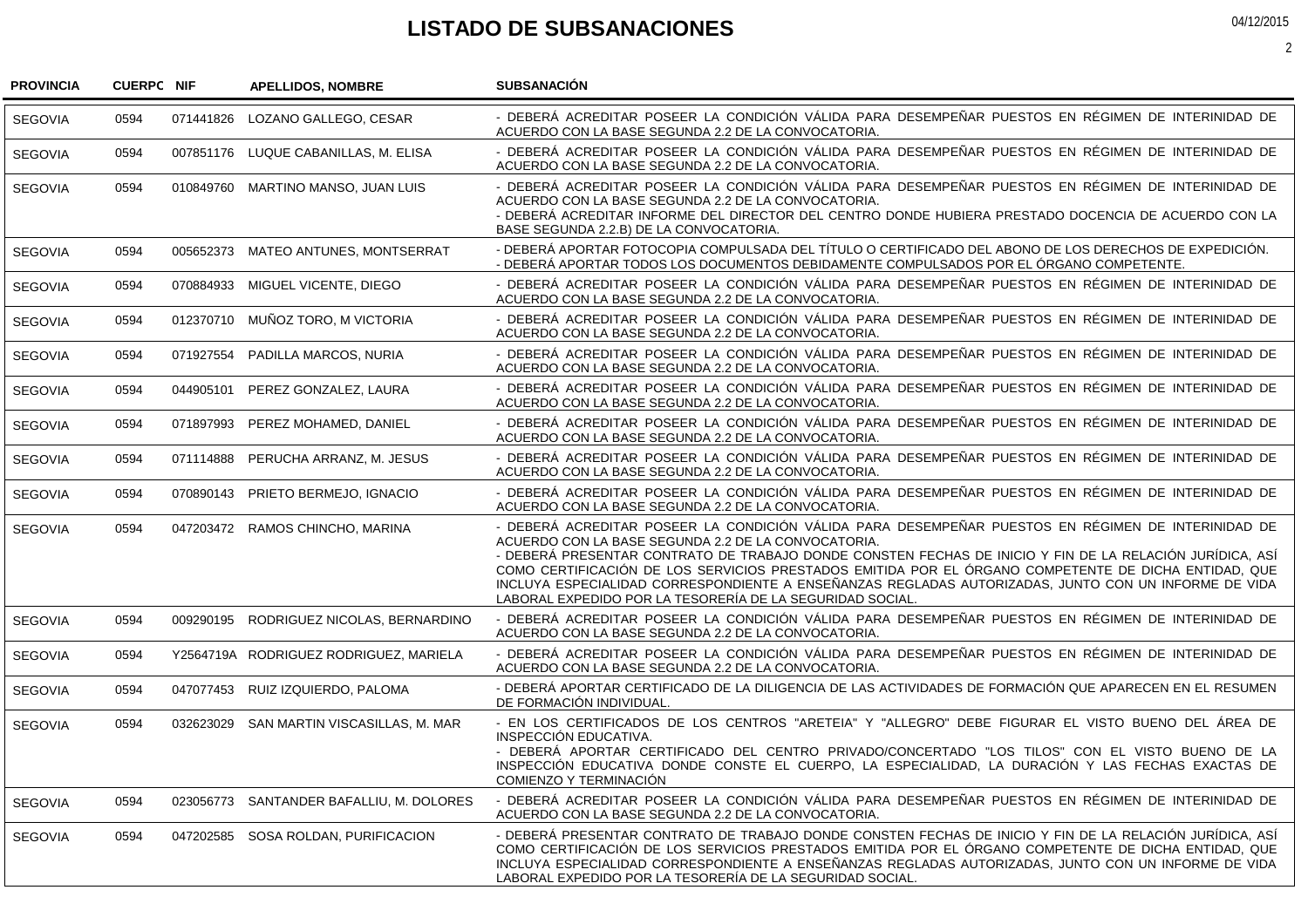# LISTADO DE SUBSANACIONES

04/12/2015

| PROVINCIA | CUERPO | NIF | APELLIDOS, NOMBRE | SUBSANACIÓN |
|---|---|---|---|---|
| SEGOVIA | 0594 | 071441826 | LOZANO GALLEGO, CESAR | - DEBERÁ ACREDITAR POSEER LA CONDICIÓN VÁLIDA PARA DESEMPEÑAR PUESTOS EN RÉGIMEN DE INTERINIDAD DE ACUERDO CON LA BASE SEGUNDA 2.2 DE LA CONVOCATORIA. |
| SEGOVIA | 0594 | 007851176 | LUQUE CABANILLAS, M. ELISA | - DEBERÁ ACREDITAR POSEER LA CONDICIÓN VÁLIDA PARA DESEMPEÑAR PUESTOS EN RÉGIMEN DE INTERINIDAD DE ACUERDO CON LA BASE SEGUNDA 2.2 DE LA CONVOCATORIA. |
| SEGOVIA | 0594 | 010849760 | MARTINO MANSO, JUAN LUIS | - DEBERÁ ACREDITAR POSEER LA CONDICIÓN VÁLIDA PARA DESEMPEÑAR PUESTOS EN RÉGIMEN DE INTERINIDAD DE ACUERDO CON LA BASE SEGUNDA 2.2 DE LA CONVOCATORIA.<br>- DEBERÁ ACREDITAR INFORME DEL DIRECTOR DEL CENTRO DONDE HUBIERA PRESTADO DOCENCIA DE ACUERDO CON LA BASE SEGUNDA 2.2.B) DE LA CONVOCATORIA. |
| SEGOVIA | 0594 | 005652373 | MATEO ANTUNES, MONTSERRAT | - DEBERÁ APORTAR FOTOCOPIA COMPULSADA DEL TÍTULO O CERTIFICADO DEL ABONO DE LOS DERECHOS DE EXPEDICIÓN.<br>- DEBERÁ APORTAR TODOS LOS DOCUMENTOS DEBIDAMENTE COMPULSADOS POR EL ÓRGANO COMPETENTE. |
| SEGOVIA | 0594 | 070884933 | MIGUEL VICENTE, DIEGO | - DEBERÁ ACREDITAR POSEER LA CONDICIÓN VÁLIDA PARA DESEMPEÑAR PUESTOS EN RÉGIMEN DE INTERINIDAD DE ACUERDO CON LA BASE SEGUNDA 2.2 DE LA CONVOCATORIA. |
| SEGOVIA | 0594 | 012370710 | MUÑOZ TORO, M VICTORIA | - DEBERÁ ACREDITAR POSEER LA CONDICIÓN VÁLIDA PARA DESEMPEÑAR PUESTOS EN RÉGIMEN DE INTERINIDAD DE ACUERDO CON LA BASE SEGUNDA 2.2 DE LA CONVOCATORIA. |
| SEGOVIA | 0594 | 071927554 | PADILLA MARCOS, NURIA | - DEBERÁ ACREDITAR POSEER LA CONDICIÓN VÁLIDA PARA DESEMPEÑAR PUESTOS EN RÉGIMEN DE INTERINIDAD DE ACUERDO CON LA BASE SEGUNDA 2.2 DE LA CONVOCATORIA. |
| SEGOVIA | 0594 | 044905101 | PEREZ GONZALEZ, LAURA | - DEBERÁ ACREDITAR POSEER LA CONDICIÓN VÁLIDA PARA DESEMPEÑAR PUESTOS EN RÉGIMEN DE INTERINIDAD DE ACUERDO CON LA BASE SEGUNDA 2.2 DE LA CONVOCATORIA. |
| SEGOVIA | 0594 | 071897993 | PEREZ MOHAMED, DANIEL | - DEBERÁ ACREDITAR POSEER LA CONDICIÓN VÁLIDA PARA DESEMPEÑAR PUESTOS EN RÉGIMEN DE INTERINIDAD DE ACUERDO CON LA BASE SEGUNDA 2.2 DE LA CONVOCATORIA. |
| SEGOVIA | 0594 | 071114888 | PERUCHA ARRANZ, M. JESUS | - DEBERÁ ACREDITAR POSEER LA CONDICIÓN VÁLIDA PARA DESEMPEÑAR PUESTOS EN RÉGIMEN DE INTERINIDAD DE ACUERDO CON LA BASE SEGUNDA 2.2 DE LA CONVOCATORIA. |
| SEGOVIA | 0594 | 070890143 | PRIETO BERMEJO, IGNACIO | - DEBERÁ ACREDITAR POSEER LA CONDICIÓN VÁLIDA PARA DESEMPEÑAR PUESTOS EN RÉGIMEN DE INTERINIDAD DE ACUERDO CON LA BASE SEGUNDA 2.2 DE LA CONVOCATORIA. |
| SEGOVIA | 0594 | 047203472 | RAMOS CHINCHO, MARINA | - DEBERÁ ACREDITAR POSEER LA CONDICIÓN VÁLIDA PARA DESEMPEÑAR PUESTOS EN RÉGIMEN DE INTERINIDAD DE ACUERDO CON LA BASE SEGUNDA 2.2 DE LA CONVOCATORIA.<br>- DEBERÁ PRESENTAR CONTRATO DE TRABAJO DONDE CONSTEN FECHAS DE INICIO Y FIN DE LA RELACIÓN JURÍDICA, ASÍ COMO CERTIFICACIÓN DE LOS SERVICIOS PRESTADOS EMITIDA POR EL ÓRGANO COMPETENTE DE DICHA ENTIDAD, QUE INCLUYA ESPECIALIDAD CORRESPONDIENTE A ENSEÑANZAS REGLADAS AUTORIZADAS, JUNTO CON UN INFORME DE VIDA LABORAL EXPEDIDO POR LA TESORERÍA DE LA SEGURIDAD SOCIAL. |
| SEGOVIA | 0594 | 009290195 | RODRIGUEZ NICOLAS, BERNARDINO | - DEBERÁ ACREDITAR POSEER LA CONDICIÓN VÁLIDA PARA DESEMPEÑAR PUESTOS EN RÉGIMEN DE INTERINIDAD DE ACUERDO CON LA BASE SEGUNDA 2.2 DE LA CONVOCATORIA. |
| SEGOVIA | 0594 | Y2564719A | RODRIGUEZ RODRIGUEZ, MARIELA | - DEBERÁ ACREDITAR POSEER LA CONDICIÓN VÁLIDA PARA DESEMPEÑAR PUESTOS EN RÉGIMEN DE INTERINIDAD DE ACUERDO CON LA BASE SEGUNDA 2.2 DE LA CONVOCATORIA. |
| SEGOVIA | 0594 | 047077453 | RUIZ IZQUIERDO, PALOMA | - DEBERÁ APORTAR CERTIFICADO DE LA DILIGENCIA DE LAS ACTIVIDADES DE FORMACIÓN QUE APARECEN EN EL RESUMEN DE FORMACIÓN INDIVIDUAL. |
| SEGOVIA | 0594 | 032623029 | SAN MARTIN VISCASILLAS, M. MAR | - EN LOS CERTIFICADOS DE LOS CENTROS "ARETEIA" Y "ALLEGRO" DEBE FIGURAR EL VISTO BUENO DEL ÁREA DE INSPECCIÓN EDUCATIVA.<br>- DEBERÁ APORTAR CERTIFICADO DEL CENTRO PRIVADO/CONCERTADO "LOS TILOS" CON EL VISTO BUENO DE LA INSPECCIÓN EDUCATIVA DONDE CONSTE EL CUERPO, LA ESPECIALIDAD, LA DURACIÓN Y LAS FECHAS EXACTAS DE COMIENZO Y TERMINACIÓN |
| SEGOVIA | 0594 | 023056773 | SANTANDER BAFALLIU, M. DOLORES | - DEBERÁ ACREDITAR POSEER LA CONDICIÓN VÁLIDA PARA DESEMPEÑAR PUESTOS EN RÉGIMEN DE INTERINIDAD DE ACUERDO CON LA BASE SEGUNDA 2.2 DE LA CONVOCATORIA. |
| SEGOVIA | 0594 | 047202585 | SOSA ROLDAN, PURIFICACION | - DEBERÁ PRESENTAR CONTRATO DE TRABAJO DONDE CONSTEN FECHAS DE INICIO Y FIN DE LA RELACIÓN JURÍDICA, ASÍ COMO CERTIFICACIÓN DE LOS SERVICIOS PRESTADOS EMITIDA POR EL ÓRGANO COMPETENTE DE DICHA ENTIDAD, QUE INCLUYA ESPECIALIDAD CORRESPONDIENTE A ENSEÑANZAS REGLADAS AUTORIZADAS, JUNTO CON UN INFORME DE VIDA LABORAL EXPEDIDO POR LA TESORERÍA DE LA SEGURIDAD SOCIAL. |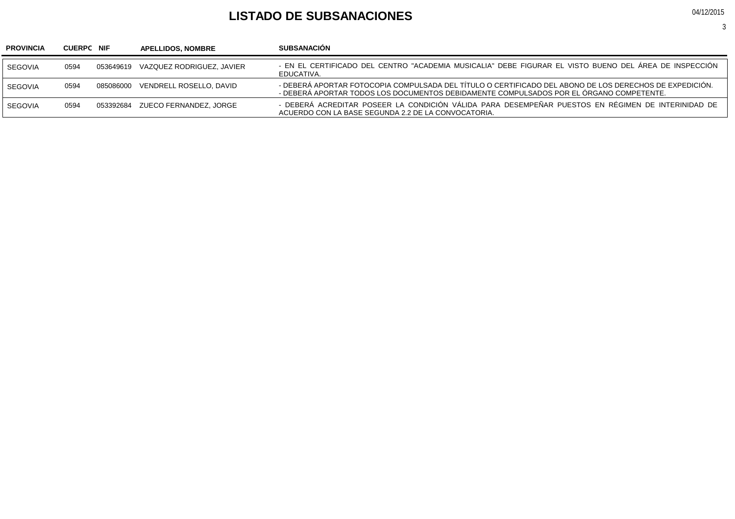# LISTADO DE SUBSANACIONES

| PROVINCIA | CUERPO | NIF | APELLIDOS, NOMBRE | SUBSANACIÓN |
|---|---|---|---|---|
| SEGOVIA | 0594 | 053649619 | VAZQUEZ RODRIGUEZ, JAVIER | - EN EL CERTIFICADO DEL CENTRO "ACADEMIA MUSICALIA" DEBE FIGURAR EL VISTO BUENO DEL ÁREA DE INSPECCIÓN EDUCATIVA. |
| SEGOVIA | 0594 | 085086000 | VENDRELL ROSELLO, DAVID | - DEBERÁ APORTAR FOTOCOPIA COMPULSADA DEL TÍTULO O CERTIFICADO DEL ABONO DE LOS DERECHOS DE EXPEDICIÓN.<br>- DEBERÁ APORTAR TODOS LOS DOCUMENTOS DEBIDAMENTE COMPULSADOS POR EL ÓRGANO COMPETENTE. |
| SEGOVIA | 0594 | 053392684 | ZUECO FERNANDEZ, JORGE | - DEBERÁ ACREDITAR POSEER LA CONDICIÓN VÁLIDA PARA DESEMPEÑAR PUESTOS EN RÉGIMEN DE INTERINIDAD DE ACUERDO CON LA BASE SEGUNDA 2.2 DE LA CONVOCATORIA. |